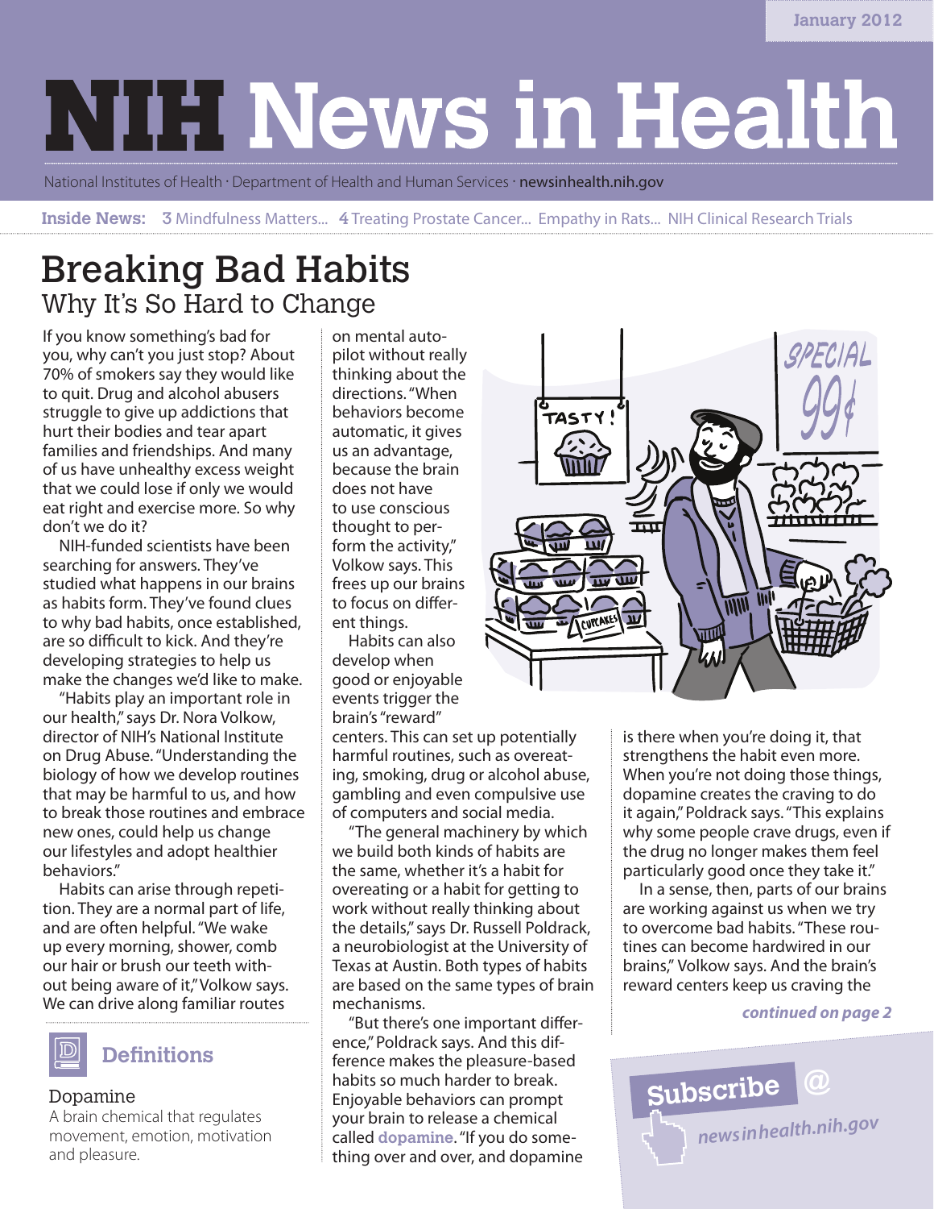# NIH News in Health

January 2012

National Institutes of Health · Department of Health and Human Services · newsinhealth.nih.gov

**Inside News:** 3 Mindfulness Matters... 4 Treating Prostate Cancer... Empathy in Rats... NIH Clinical Research Trials

## Breaking Bad Habits

### Why It's So Hard to Change

If you know something's bad for you, why can't you just stop? About 70% of smokers say they would like to quit. Drug and alcohol abusers struggle to give up addictions that hurt their bodies and tear apart families and friendships. And many of us have unhealthy excess weight that we could lose if only we would eat right and exercise more. So why don't we do it?

NIH-funded scientists have been searching for answers. They've studied what happens in our brains as habits form. They've found clues to why bad habits, once established, are so difficult to kick. And they're developing strategies to help us make the changes we'd like to make.

"Habits play an important role in our health," says Dr. Nora Volkow, director of NIH's National Institute on Drug Abuse. "Understanding the biology of how we develop routines that may be harmful to us, and how to break those routines and embrace new ones, could help us change our lifestyles and adopt healthier behaviors."

Habits can arise through repetition. They are a normal part of life, and are often helpful. "We wake up every morning, shower, comb our hair or brush our teeth without being aware of it," Volkow says. We can drive along familiar routes on mental autopilot without really thinking about the directions. "When behaviors become automatic, it gives us an advantage, because the brain does not have to use conscious thought to perform the activity," Volkow says. This frees up our brains to focus on different things.

Habits can also develop when good or enjoyable events trigger the brain's "reward" centers. This can set up potentially harmful routines, such as overeating, smoking, drug or alcohol abuse, gambling and even compulsive use of computers and social media.

"The general machinery by which we build both kinds of habits are the same, whether it's a habit for overeating or a habit for getting to work without really thinking about the details," says Dr. Russell Poldrack, a neurobiologist at the University of Texas at Austin. Both types of habits are based on the same types of brain mechanisms.

"But there's one important difference," Poldrack says. And this difference makes the pleasure-based habits so much harder to break. Enjoyable behaviors can prompt your brain to release a chemical called **dopamine**. "If you do something over and over, and dopamine is there when you're doing it, that strengthens the habit even more. When you're not doing those things, dopamine creates the craving to do it again," Poldrack says. "This explains why some people crave drugs, even if the drug no longer makes them feel particularly good once they take it."

In a sense, then, parts of our brains are working against us when we try to overcome bad habits. "These routines can become hardwired in our brains," Volkow says. And the brain's reward centers keep us craving the

***continued on page 2***

### Definitions

**Dopamine**
A brain chemical that regulates movement, emotion, motivation and pleasure.

**Subscribe @** *newsinhealth.nih.gov*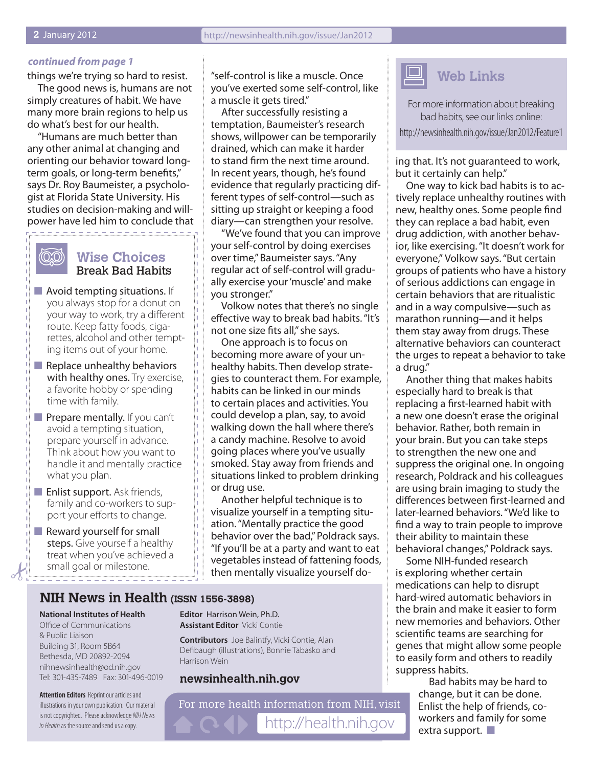*continued from page 1*

things we're trying so hard to resist.

The good news is, humans are not simply creatures of habit. We have many more brain regions to help us do what's best for our health.

"Humans are much better than any other animal at changing and orienting our behavior toward long-term goals, or long-term benefits," says Dr. Roy Baumeister, a psychologist at Florida State University. His studies on decision-making and willpower have led him to conclude that "self-control is like a muscle. Once you've exerted some self-control, like a muscle it gets tired."

After successfully resisting a temptation, Baumeister's research shows, willpower can be temporarily drained, which can make it harder to stand firm the next time around. In recent years, though, he's found evidence that regularly practicing different types of self-control—such as sitting up straight or keeping a food diary—can strengthen your resolve.

"We've found that you can improve your self-control by doing exercises over time," Baumeister says. "Any regular act of self-control will gradually exercise your 'muscle' and make you stronger."

Volkow notes that there's no single effective way to break bad habits. "It's not one size fits all," she says.

One approach is to focus on becoming more aware of your unhealthy habits. Then develop strategies to counteract them. For example, habits can be linked in our minds to certain places and activities. You could develop a plan, say, to avoid walking down the hall where there's a candy machine. Resolve to avoid going places where you've usually smoked. Stay away from friends and situations linked to problem drinking or drug use.

Another helpful technique is to visualize yourself in a tempting situation. "Mentally practice the good behavior over the bad," Poldrack says. "If you'll be at a party and want to eat vegetables instead of fattening foods, then mentally visualize yourself doing that. It's not guaranteed to work, but it certainly can help."

One way to kick bad habits is to actively replace unhealthy routines with new, healthy ones. Some people find they can replace a bad habit, even drug addiction, with another behavior, like exercising. "It doesn't work for everyone," Volkow says. "But certain groups of patients who have a history of serious addictions can engage in certain behaviors that are ritualistic and in a way compulsive—such as marathon running—and it helps them stay away from drugs. These alternative behaviors can counteract the urges to repeat a behavior to take a drug."

Another thing that makes habits especially hard to break is that replacing a first-learned habit with a new one doesn't erase the original behavior. Rather, both remain in your brain. But you can take steps to strengthen the new one and suppress the original one. In ongoing research, Poldrack and his colleagues are using brain imaging to study the differences between first-learned and later-learned behaviors. "We'd like to find a way to train people to improve their ability to maintain these behavioral changes," Poldrack says.

Some NIH-funded research is exploring whether certain medications can help to disrupt hard-wired automatic behaviors in the brain and make it easier to form new memories and behaviors. Other scientific teams are searching for genes that might allow some people to easily form and others to readily suppress habits.

Bad habits may be hard to change, but it can be done. Enlist the help of friends, co-workers and family for some extra support. ■

## Wise Choices
### Break Bad Habits

- **Avoid tempting situations.** If you always stop for a donut on your way to work, try a different route. Keep fatty foods, cigarettes, alcohol and other tempting items out of your home.
- **Replace unhealthy behaviors with healthy ones.** Try exercise, a favorite hobby or spending time with family.
- **Prepare mentally.** If you can't avoid a tempting situation, prepare yourself in advance. Think about how you want to handle it and mentally practice what you plan.
- **Enlist support.** Ask friends, family and co-workers to support your efforts to change.
- **Reward yourself for small steps.** Give yourself a healthy treat when you've achieved a small goal or milestone.

## Web Links

For more information about breaking bad habits, see our links online:
http://newsinhealth.nih.gov/issue/Jan2012/Feature1

## NIH News in Health (ISSN 1556-3898)

**National Institutes of Health**
Office of Communications & Public Liaison
Building 31, Room 5B64
Bethesda, MD 20892-2094
nihnewsinhealth@od.nih.gov
Tel: 301-435-7489 Fax: 301-496-0019

**Editor** Harrison Wein, Ph.D.
**Assistant Editor** Vicki Contie

**Contributors** Joe Balintfy, Vicki Contie, Alan Defibaugh (illustrations), Bonnie Tabasko and Harrison Wein

**newsinhealth.nih.gov**

**Attention Editors** Reprint our articles and illustrations in your own publication. Our material is not copyrighted. Please acknowledge *NIH News in Health* as the source and send us a copy.

For more health information from NIH, visit http://health.nih.gov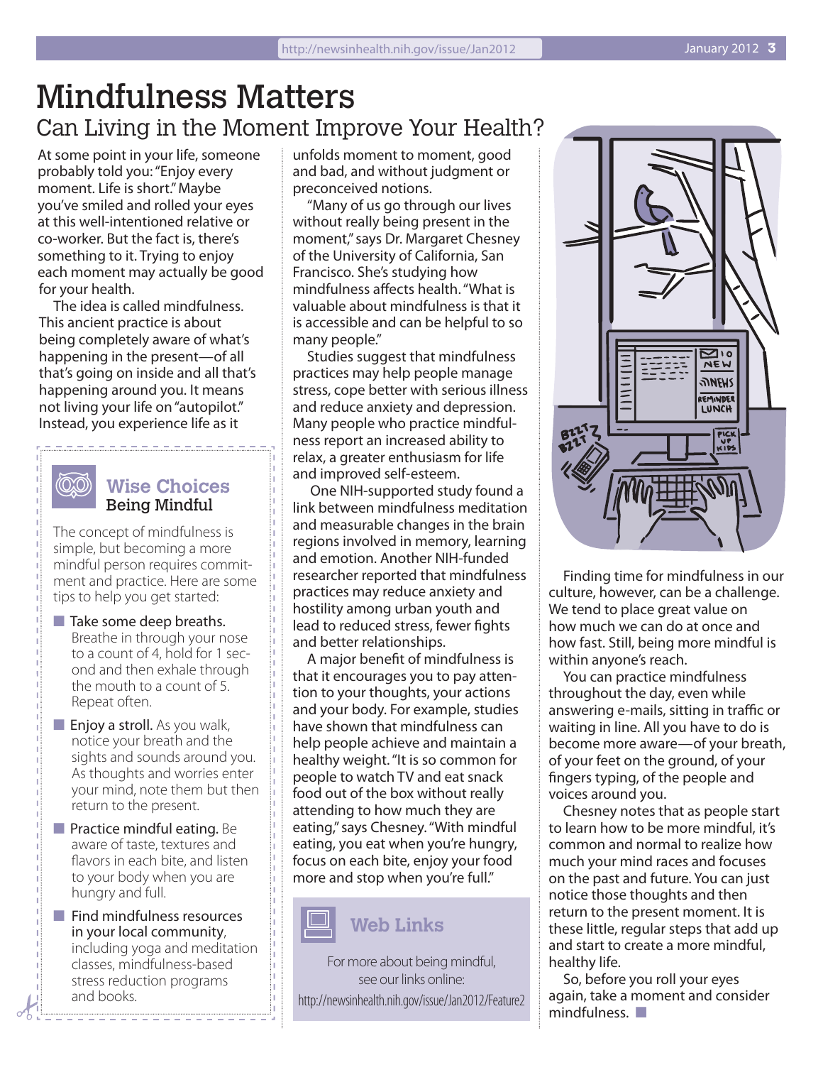# Mindfulness Matters

## Can Living in the Moment Improve Your Health?

At some point in your life, someone probably told you: "Enjoy every moment. Life is short." Maybe you've smiled and rolled your eyes at this well-intentioned relative or co-worker. But the fact is, there's something to it. Trying to enjoy each moment may actually be good for your health.

The idea is called mindfulness. This ancient practice is about being completely aware of what's happening in the present—of all that's going on inside and all that's happening around you. It means not living your life on "autopilot." Instead, you experience life as it unfolds moment to moment, good and bad, and without judgment or preconceived notions.

"Many of us go through our lives without really being present in the moment," says Dr. Margaret Chesney of the University of California, San Francisco. She's studying how mindfulness affects health. "What is valuable about mindfulness is that it is accessible and can be helpful to so many people."

Studies suggest that mindfulness practices may help people manage stress, cope better with serious illness and reduce anxiety and depression. Many people who practice mindfulness report an increased ability to relax, a greater enthusiasm for life and improved self-esteem.

One NIH-supported study found a link between mindfulness meditation and measurable changes in the brain regions involved in memory, learning and emotion. Another NIH-funded researcher reported that mindfulness practices may reduce anxiety and hostility among urban youth and lead to reduced stress, fewer fights and better relationships.

A major benefit of mindfulness is that it encourages you to pay attention to your thoughts, your actions and your body. For example, studies have shown that mindfulness can help people achieve and maintain a healthy weight. "It is so common for people to watch TV and eat snack food out of the box without really attending to how much they are eating," says Chesney. "With mindful eating, you eat when you're hungry, focus on each bite, enjoy your food more and stop when you're full."

Finding time for mindfulness in our culture, however, can be a challenge. We tend to place great value on how much we can do at once and how fast. Still, being more mindful is within anyone's reach.

You can practice mindfulness throughout the day, even while answering e-mails, sitting in traffic or waiting in line. All you have to do is become more aware—of your breath, of your feet on the ground, of your fingers typing, of the people and voices around you.

Chesney notes that as people start to learn how to be more mindful, it's common and normal to realize how much your mind races and focuses on the past and future. You can just notice those thoughts and then return to the present moment. It is these little, regular steps that add up and start to create a more mindful, healthy life.

So, before you roll your eyes again, take a moment and consider mindfulness. ■

### Wise Choices
**Being Mindful**

The concept of mindfulness is simple, but becoming a more mindful person requires commitment and practice. Here are some tips to help you get started:

- **Take some deep breaths.** Breathe in through your nose to a count of 4, hold for 1 second and then exhale through the mouth to a count of 5. Repeat often.
- **Enjoy a stroll.** As you walk, notice your breath and the sights and sounds around you. As thoughts and worries enter your mind, note them but then return to the present.
- **Practice mindful eating.** Be aware of taste, textures and flavors in each bite, and listen to your body when you are hungry and full.
- **Find mindfulness resources in your local community**, including yoga and meditation classes, mindfulness-based stress reduction programs and books.

### Web Links

For more about being mindful, see our links online:
http://newsinhealth.nih.gov/issue/Jan2012/Feature2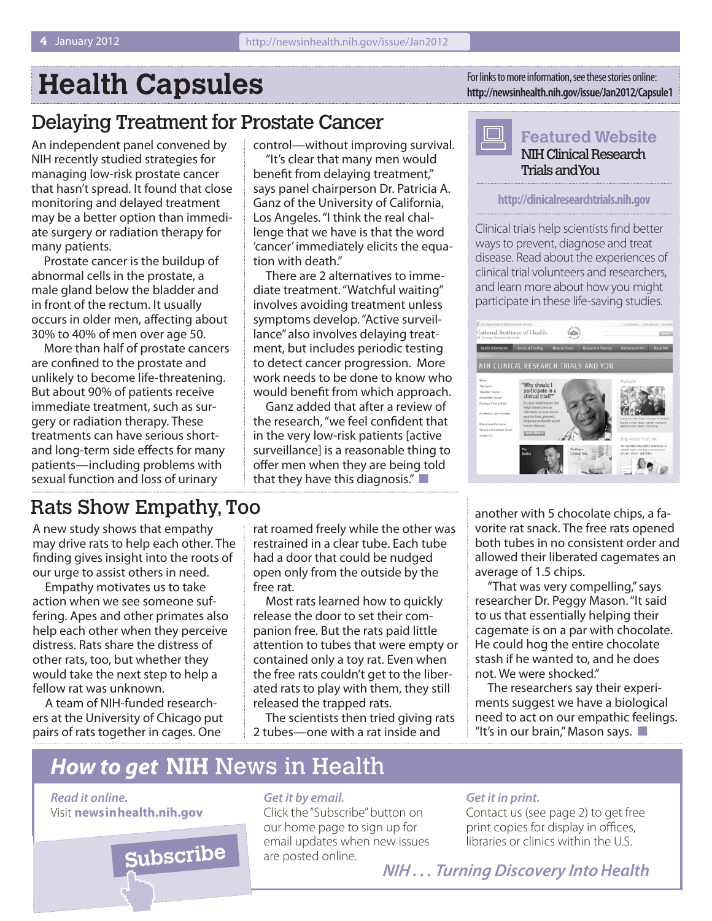# Health Capsules

For links to more information, see these stories online: http://newsinhealth.nih.gov/issue/Jan2012/Capsule1

## Delaying Treatment for Prostate Cancer

An independent panel convened by NIH recently studied strategies for managing low-risk prostate cancer that hasn't spread. It found that close monitoring and delayed treatment may be a better option than immediate surgery or radiation therapy for many patients.

Prostate cancer is the buildup of abnormal cells in the prostate, a male gland below the bladder and in front of the rectum. It usually occurs in older men, affecting about 30% to 40% of men over age 50.

More than half of prostate cancers are confined to the prostate and unlikely to become life-threatening. But about 90% of patients receive immediate treatment, such as surgery or radiation therapy. These treatments can have serious short- and long-term side effects for many patients—including problems with sexual function and loss of urinary control—without improving survival.

"It's clear that many men would benefit from delaying treatment," says panel chairperson Dr. Patricia A. Ganz of the University of California, Los Angeles. "I think the real challenge that we have is that the word 'cancer' immediately elicits the equation with death."

There are 2 alternatives to immediate treatment. "Watchful waiting" involves avoiding treatment unless symptoms develop. "Active surveillance" also involves delaying treatment, but includes periodic testing to detect cancer progression. More work needs to be done to know who would benefit from which approach.

Ganz added that after a review of the research, "we feel confident that in the very low-risk patients [active surveillance] is a reasonable thing to offer men when they are being told that they have this diagnosis." ■

## Featured Website

### NIH Clinical Research Trials and You

http://clinicalresearchtrials.nih.gov

Clinical trials help scientists find better ways to prevent, diagnose and treat disease. Read about the experiences of clinical trial volunteers and researchers, and learn more about how you might participate in these life-saving studies.

## Rats Show Empathy, Too

A new study shows that empathy may drive rats to help each other. The finding gives insight into the roots of our urge to assist others in need.

Empathy motivates us to take action when we see someone suffering. Apes and other primates also help each other when they perceive distress. Rats share the distress of other rats, too, but whether they would take the next step to help a fellow rat was unknown.

A team of NIH-funded researchers at the University of Chicago put pairs of rats together in cages. One rat roamed freely while the other was restrained in a clear tube. Each tube had a door that could be nudged open only from the outside by the free rat.

Most rats learned how to quickly release the door to set their companion free. But the rats paid little attention to tubes that were empty or contained only a toy rat. Even when the free rats couldn't get to the liberated rats to play with them, they still released the trapped rats.

The scientists then tried giving rats 2 tubes—one with a rat inside and another with 5 chocolate chips, a favorite rat snack. The free rats opened both tubes in no consistent order and allowed their liberated cagemates an average of 1.5 chips.

"That was very compelling," says researcher Dr. Peggy Mason. "It said to us that essentially helping their cagemate is on a par with chocolate. He could hog the entire chocolate stash if he wanted to, and he does not. We were shocked."

The researchers say their experiments suggest we have a biological need to act on our empathic feelings. "It's in our brain," Mason says. ■

## *How to get* NIH News in Health

***Read it online.***
Visit **newsinhealth.nih.gov**

Subscribe

***Get it by email.***
Click the "Subscribe" button on our home page to sign up for email updates when new issues are posted online.

***Get it in print.***
Contact us (see page 2) to get free print copies for display in offices, libraries or clinics within the U.S.

*NIH . . . Turning Discovery Into Health*